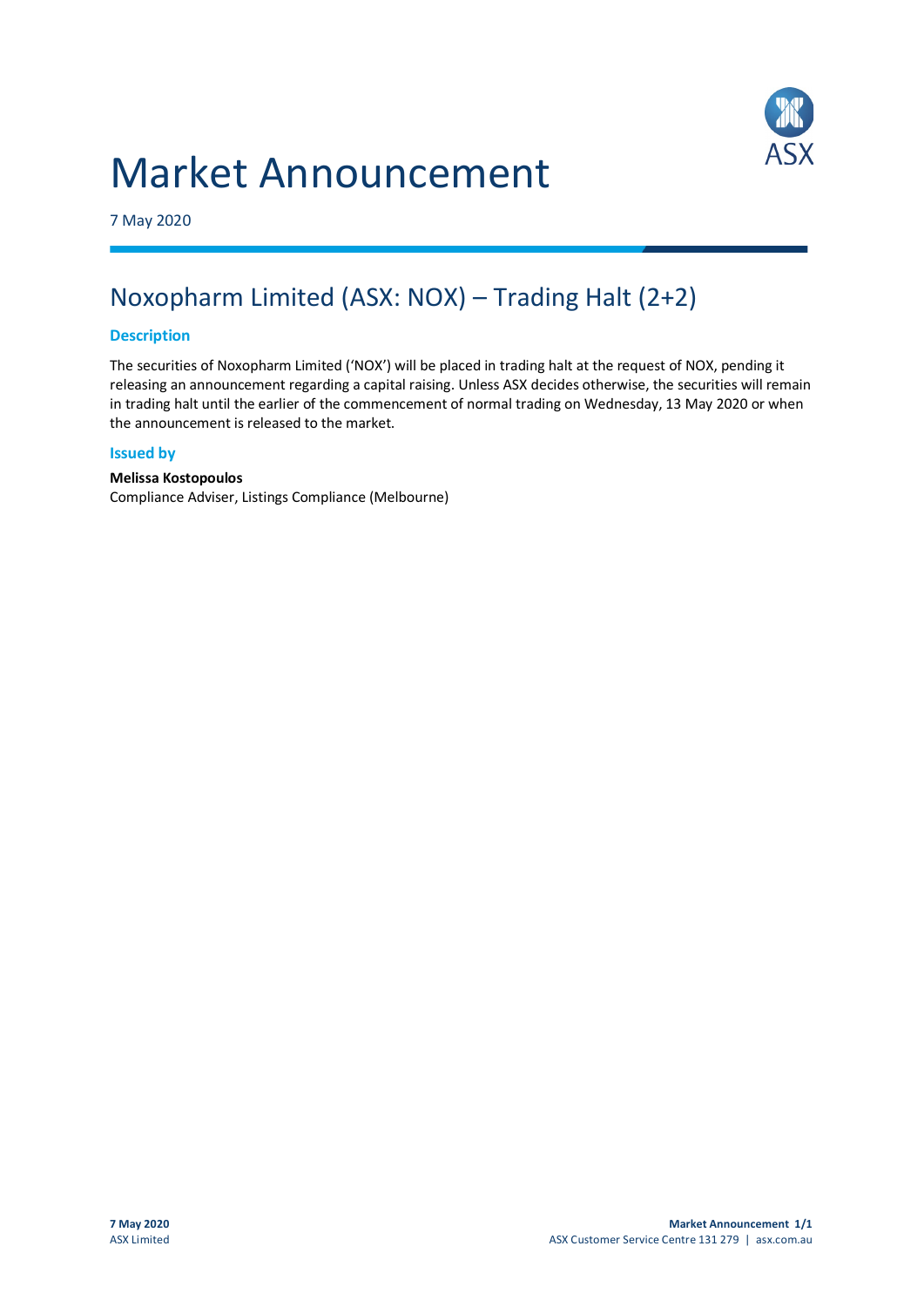# Market Announcement

7 May 2020

## Noxopharm Limited (ASX: NOX) – Trading Halt (2+2)

### Description

The securities of Noxopharm Limited ('NOX') will be placed in trading halt at the request of NOX, pending it releasing an announcement regarding a capital raising. Unless ASX decides otherwise, the securities will remain in trading halt until the earlier of the commencement of normal trading on Wednesday, 13 May 2020 or when the announcement is released to the market.

### Issued by

**Melissa Kostopoulos**
Compliance Adviser, Listings Compliance (Melbourne)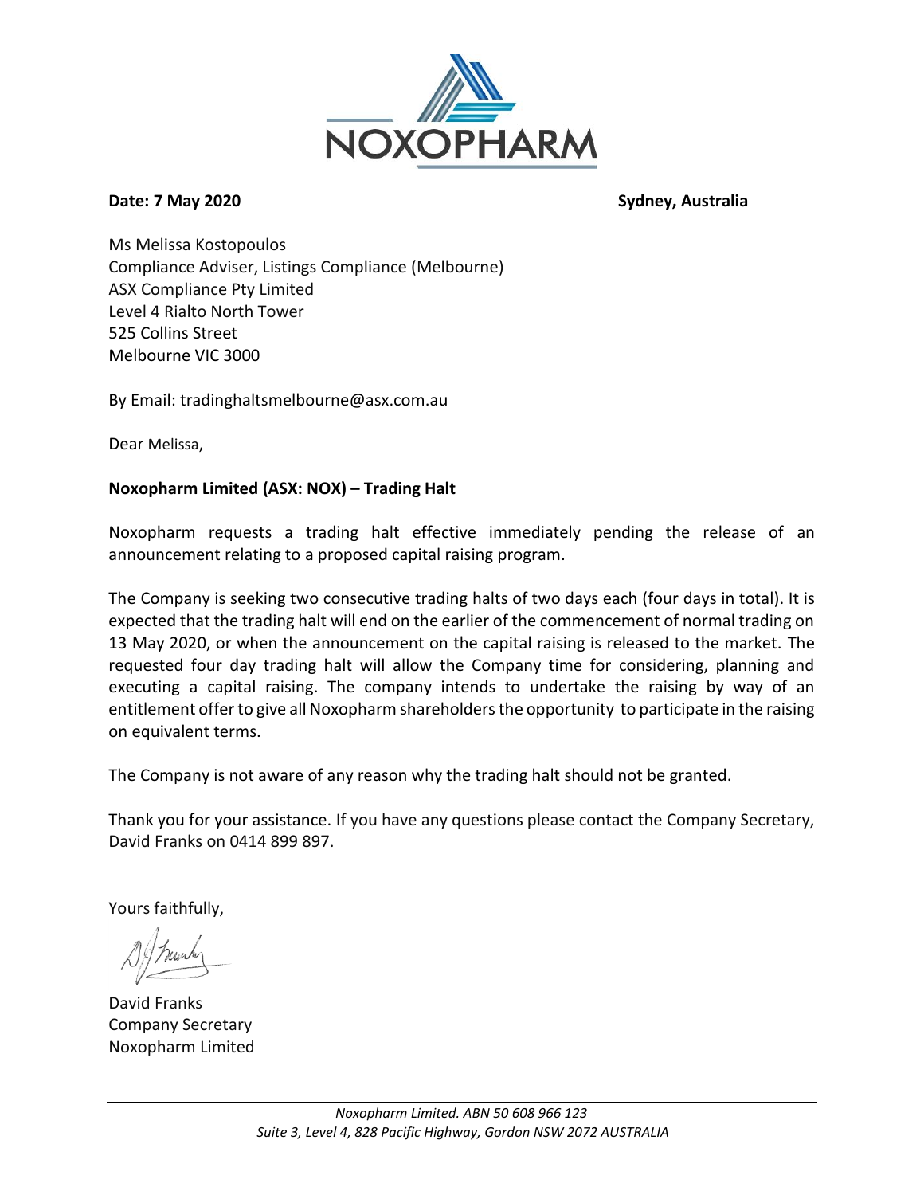NOXOPHARM

**Date: 7 May 2020** **Sydney, Australia**

Ms Melissa Kostopoulos
Compliance Adviser, Listings Compliance (Melbourne)
ASX Compliance Pty Limited
Level 4 Rialto North Tower
525 Collins Street
Melbourne VIC 3000

By Email: tradinghaltsmelbourne@asx.com.au

Dear Melissa,

**Noxopharm Limited (ASX: NOX) – Trading Halt**

Noxopharm requests a trading halt effective immediately pending the release of an announcement relating to a proposed capital raising program.

The Company is seeking two consecutive trading halts of two days each (four days in total). It is expected that the trading halt will end on the earlier of the commencement of normal trading on 13 May 2020, or when the announcement on the capital raising is released to the market. The requested four day trading halt will allow the Company time for considering, planning and executing a capital raising. The company intends to undertake the raising by way of an entitlement offer to give all Noxopharm shareholders the opportunity to participate in the raising on equivalent terms.

The Company is not aware of any reason why the trading halt should not be granted.

Thank you for your assistance. If you have any questions please contact the Company Secretary, David Franks on 0414 899 897.

Yours faithfully,

David Franks
Company Secretary
Noxopharm Limited

*Noxopharm Limited. ABN 50 608 966 123*
*Suite 3, Level 4, 828 Pacific Highway, Gordon NSW 2072 AUSTRALIA*